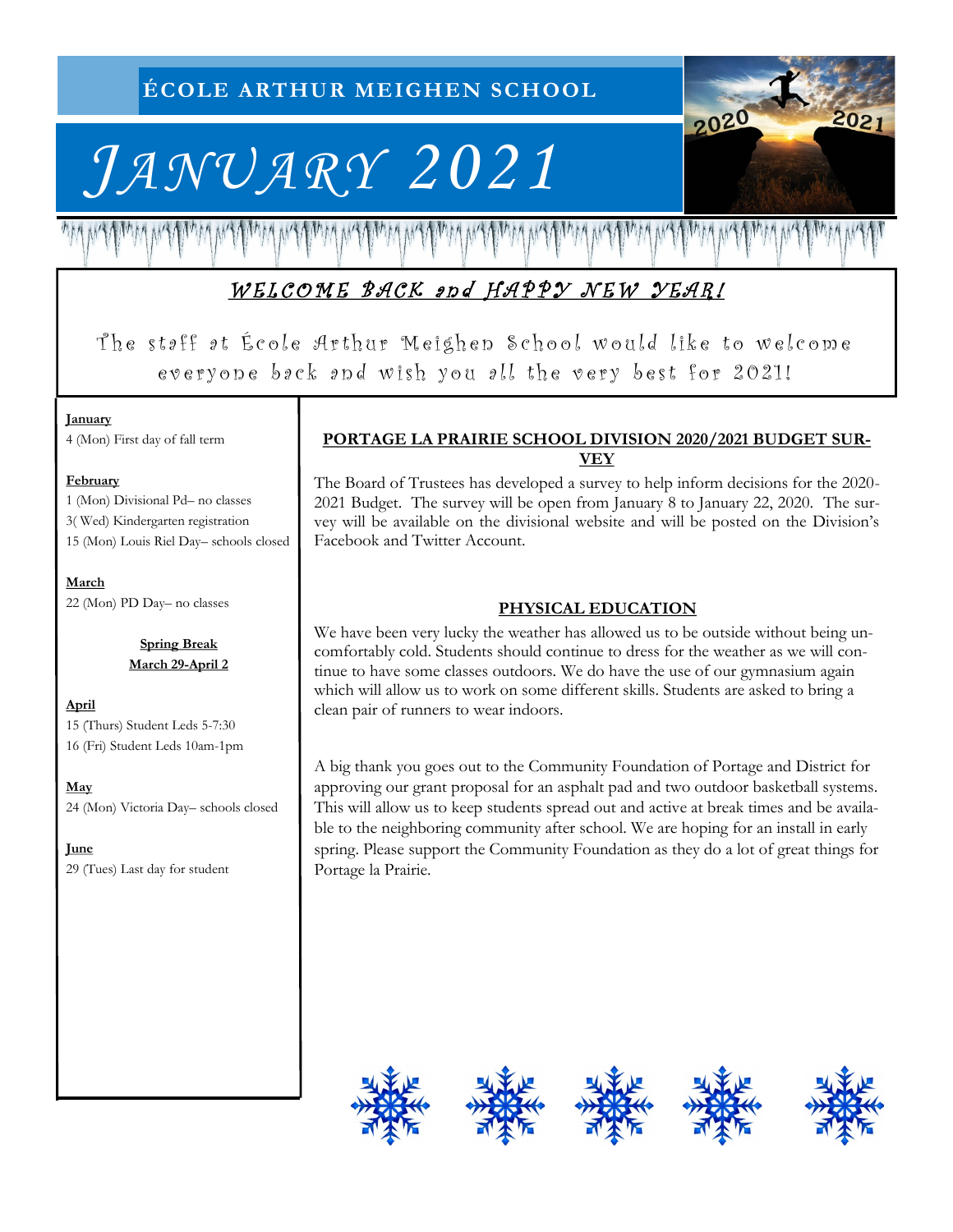# ÉCOLE ARTHUR MEIGHEN SCHOOL

# *JANUARY 2021*

## *WELCOME BACK and HAPPY NEW YEAR!*

The staff at École Arthur Meighen School would like to welcome everyone back and wish you all the very best for 2021!

**January**

4 (Mon) First day of fall term

**February**

1 (Mon) Divisional Pd– no classes

3( Wed) Kindergarten registration

15 (Mon) Louis Riel Day– schools closed

**March**

22 (Mon) PD Day– no classes

**Spring Break**
**March 29-April 2**

**April**

15 (Thurs) Student Leds 5-7:30

16 (Fri) Student Leds 10am-1pm

**May**

24 (Mon) Victoria Day– schools closed

**June**

29 (Tues) Last day for student

### PORTAGE LA PRAIRIE SCHOOL DIVISION 2020/2021 BUDGET SURVEY

The Board of Trustees has developed a survey to help inform decisions for the 2020-2021 Budget. The survey will be open from January 8 to January 22, 2020. The survey will be available on the divisional website and will be posted on the Division's Facebook and Twitter Account.

### PHYSICAL EDUCATION

We have been very lucky the weather has allowed us to be outside without being uncomfortably cold. Students should continue to dress for the weather as we will continue to have some classes outdoors. We do have the use of our gymnasium again which will allow us to work on some different skills. Students are asked to bring a clean pair of runners to wear indoors.

A big thank you goes out to the Community Foundation of Portage and District for approving our grant proposal for an asphalt pad and two outdoor basketball systems. This will allow us to keep students spread out and active at break times and be available to the neighboring community after school. We are hoping for an install in early spring. Please support the Community Foundation as they do a lot of great things for Portage la Prairie.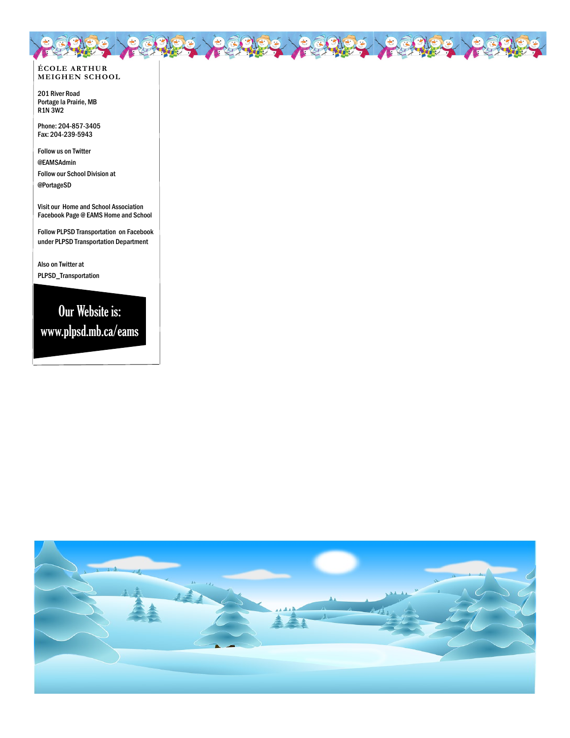### ÉCOLE ARTHUR MEIGHEN SCHOOL

201 River Road
Portage la Prairie, MB
R1N 3W2

Phone: 204-857-3405
Fax: 204-239-5943

Follow us on Twitter
@EAMSAdmin

Follow our School Division at
@PortageSD

Visit our Home and School Association Facebook Page @ EAMS Home and School

Follow PLPSD Transportation on Facebook under PLPSD Transportation Department

Also on Twitter at
PLPSD_Transportation

**Our Website is:**
**www.plpsd.mb.ca/eams**